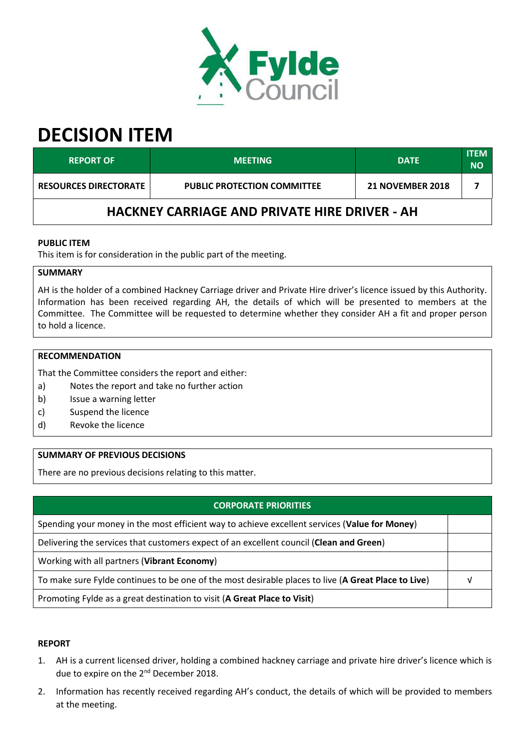# DECISION ITEM

| REPORT OF | MEETING | DATE | ITEM NO |
|---|---|---|---|
| **RESOURCES DIRECTORATE** | **PUBLIC PROTECTION COMMITTEE** | **21 NOVEMBER 2018** | **7** |

## HACKNEY CARRIAGE AND PRIVATE HIRE DRIVER - AH

**PUBLIC ITEM**

This item is for consideration in the public part of the meeting.

**SUMMARY**

AH is the holder of a combined Hackney Carriage driver and Private Hire driver's licence issued by this Authority. Information has been received regarding AH, the details of which will be presented to members at the Committee. The Committee will be requested to determine whether they consider AH a fit and proper person to hold a licence.

**RECOMMENDATION**

That the Committee considers the report and either:

a) Notes the report and take no further action
b) Issue a warning letter
c) Suspend the licence
d) Revoke the licence

**SUMMARY OF PREVIOUS DECISIONS**

There are no previous decisions relating to this matter.

| CORPORATE PRIORITIES | |
|---|---|
| Spending your money in the most efficient way to achieve excellent services (**Value for Money**) | |
| Delivering the services that customers expect of an excellent council (**Clean and Green**) | |
| Working with all partners (**Vibrant Economy**) | |
| To make sure Fylde continues to be one of the most desirable places to live (**A Great Place to Live**) | √ |
| Promoting Fylde as a great destination to visit (**A Great Place to Visit**) | |

**REPORT**

1. AH is a current licensed driver, holding a combined hackney carriage and private hire driver's licence which is due to expire on the 2nd December 2018.
2. Information has recently received regarding AH's conduct, the details of which will be provided to members at the meeting.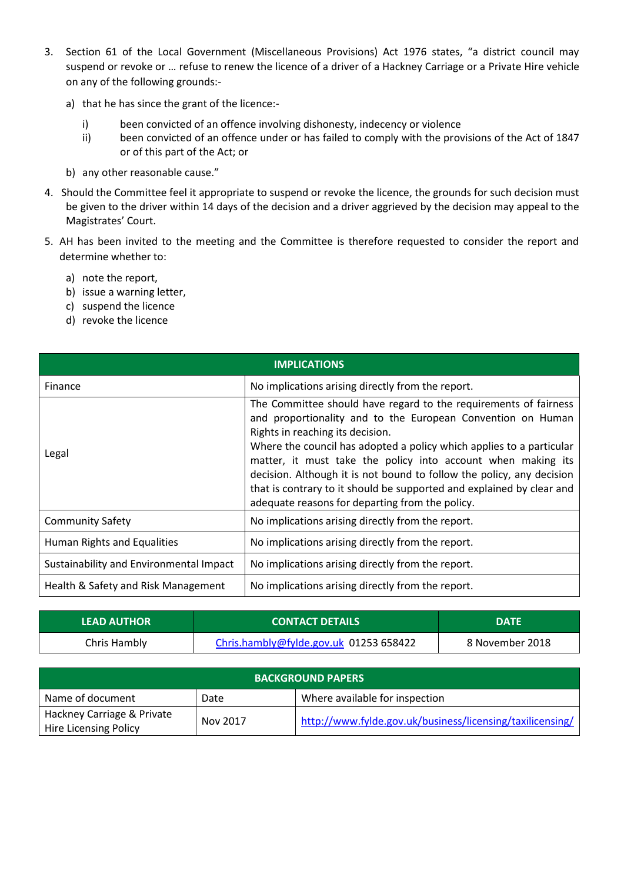3. Section 61 of the Local Government (Miscellaneous Provisions) Act 1976 states, "a district council may suspend or revoke or … refuse to renew the licence of a driver of a Hackney Carriage or a Private Hire vehicle on any of the following grounds:-

   a) that he has since the grant of the licence:-

      i) been convicted of an offence involving dishonesty, indecency or violence
      ii) been convicted of an offence under or has failed to comply with the provisions of the Act of 1847 or of this part of the Act; or

   b) any other reasonable cause."

4. Should the Committee feel it appropriate to suspend or revoke the licence, the grounds for such decision must be given to the driver within 14 days of the decision and a driver aggrieved by the decision may appeal to the Magistrates' Court.

5. AH has been invited to the meeting and the Committee is therefore requested to consider the report and determine whether to:

   a) note the report,
   b) issue a warning letter,
   c) suspend the licence
   d) revoke the licence

| IMPLICATIONS | |
|---|---|
| Finance | No implications arising directly from the report. |
| Legal | The Committee should have regard to the requirements of fairness and proportionality and to the European Convention on Human Rights in reaching its decision.<br>Where the council has adopted a policy which applies to a particular matter, it must take the policy into account when making its decision. Although it is not bound to follow the policy, any decision that is contrary to it should be supported and explained by clear and adequate reasons for departing from the policy. |
| Community Safety | No implications arising directly from the report. |
| Human Rights and Equalities | No implications arising directly from the report. |
| Sustainability and Environmental Impact | No implications arising directly from the report. |
| Health & Safety and Risk Management | No implications arising directly from the report. |

| LEAD AUTHOR | CONTACT DETAILS | DATE |
|---|---|---|
| Chris Hambly | Chris.hambly@fylde.gov.uk 01253 658422 | 8 November 2018 |

| BACKGROUND PAPERS | | |
|---|---|---|
| Name of document | Date | Where available for inspection |
| Hackney Carriage & Private Hire Licensing Policy | Nov 2017 | http://www.fylde.gov.uk/business/licensing/taxilicensing/ |